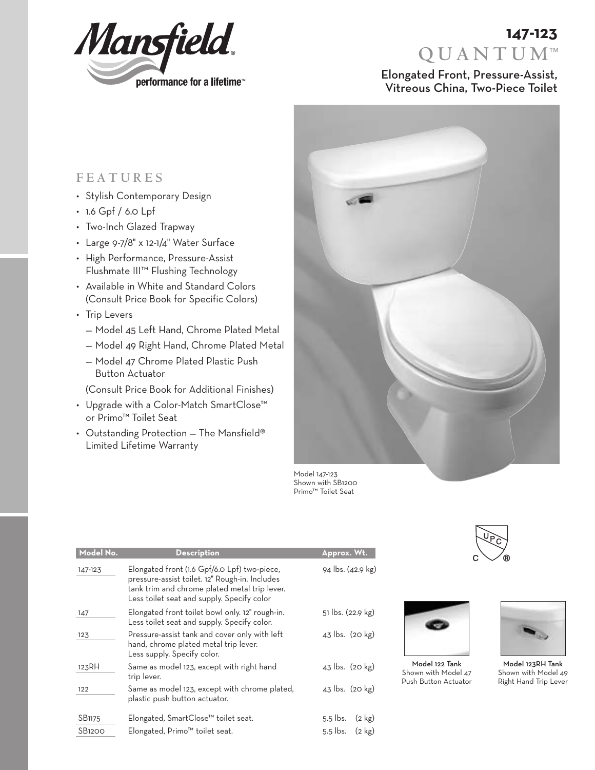Mansfield®
performance for a lifetime™

# 147-123
# QUANTUM™

## Elongated Front, Pressure-Assist, Vitreous China, Two-Piece Toilet

## FEATURES

- Stylish Contemporary Design
- 1.6 Gpf / 6.0 Lpf
- Two-Inch Glazed Trapway
- Large 9-7/8" x 12-1/4" Water Surface
- High Performance, Pressure-Assist Flushmate III™ Flushing Technology
- Available in White and Standard Colors (Consult Price Book for Specific Colors)
- Trip Levers
  - Model 45 Left Hand, Chrome Plated Metal
  - Model 49 Right Hand, Chrome Plated Metal
  - Model 47 Chrome Plated Plastic Push Button Actuator

  (Consult Price Book for Additional Finishes)
- Upgrade with a Color-Match SmartClose™ or Primo™ Toilet Seat
- Outstanding Protection — The Mansfield® Limited Lifetime Warranty

Model 147-123
Shown with SB1200
Primo™ Toilet Seat

| Model No. | Description | Approx. Wt. |
|---|---|---|
| 147-123 | Elongated front (1.6 Gpf/6.0 Lpf) two-piece, pressure-assist toilet. 12" Rough-in. Includes tank trim and chrome plated metal trip lever. Less toilet seat and supply. Specify color | 94 lbs. (42.9 kg) |
| 147 | Elongated front toilet bowl only. 12" rough-in. Less toilet seat and supply. Specify color. | 51 lbs. (22.9 kg) |
| 123 | Pressure-assist tank and cover only with left hand, chrome plated metal trip lever. Less supply. Specify color. | 43 lbs. (20 kg) |
| 123RH | Same as model 123, except with right hand trip lever. | 43 lbs. (20 kg) |
| 122 | Same as model 123, except with chrome plated, plastic push button actuator. | 43 lbs. (20 kg) |
| SB1175 | Elongated, SmartClose™ toilet seat. | 5.5 lbs. (2 kg) |
| SB1200 | Elongated, Primo™ toilet seat. | 5.5 lbs. (2 kg) |

UPC

**Model 122 Tank**
Shown with Model 47
Push Button Actuator

**Model 123RH Tank**
Shown with Model 49
Right Hand Trip Lever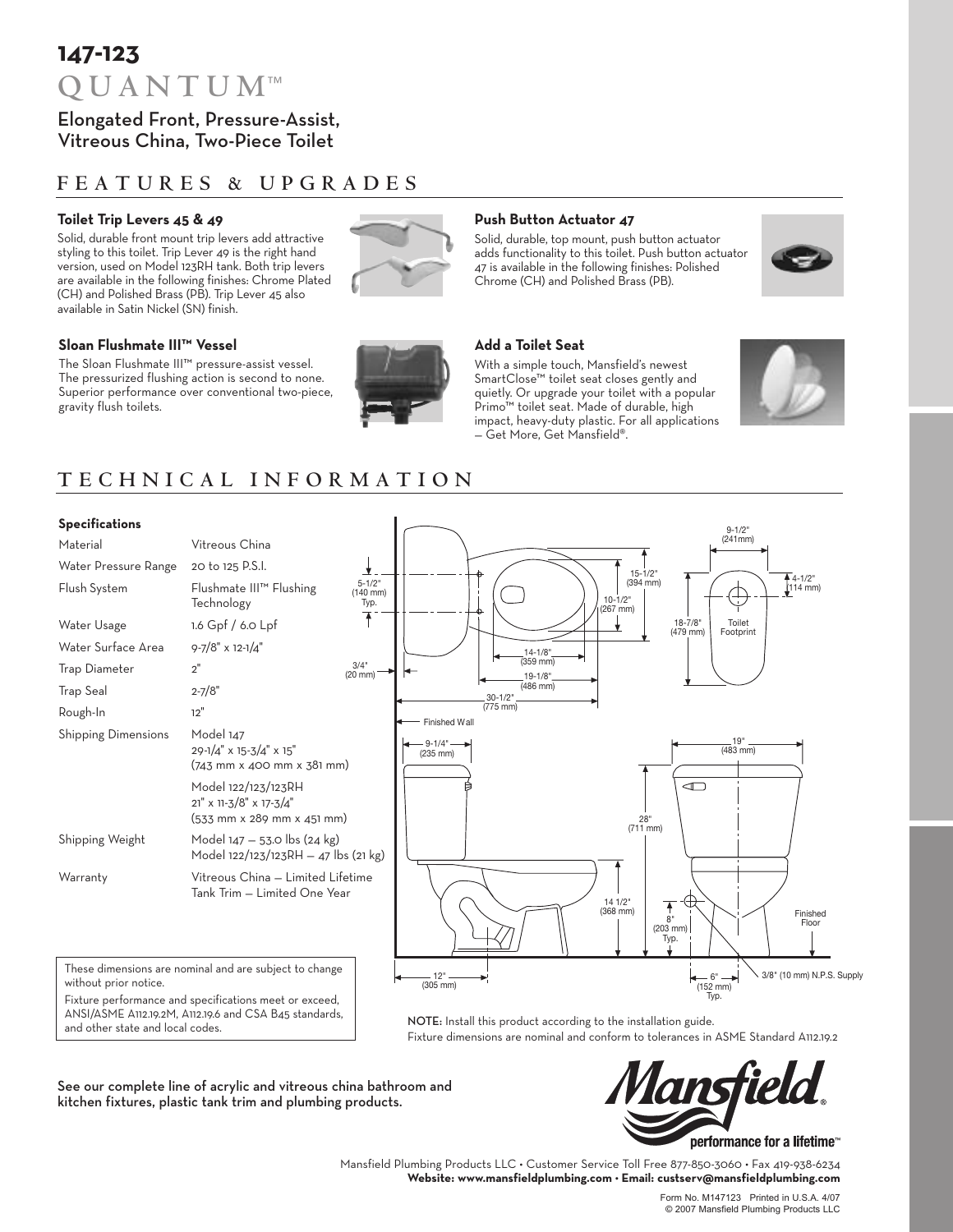**147-123**

# QUANTUM™

Elongated Front, Pressure-Assist, Vitreous China, Two-Piece Toilet

## FEATURES & UPGRADES

### Toilet Trip Levers 45 & 49

Solid, durable front mount trip levers add attractive styling to this toilet. Trip Lever 49 is the right hand version, used on Model 123RH tank. Both trip levers are available in the following finishes: Chrome Plated (CH) and Polished Brass (PB). Trip Lever 45 also available in Satin Nickel (SN) finish.

### Push Button Actuator 47

Solid, durable, top mount, push button actuator adds functionality to this toilet. Push button actuator 47 is available in the following finishes: Polished Chrome (CH) and Polished Brass (PB).

### Sloan Flushmate III™ Vessel

The Sloan Flushmate III™ pressure-assist vessel. The pressurized flushing action is second to none. Superior performance over conventional two-piece, gravity flush toilets.

### Add a Toilet Seat

With a simple touch, Mansfield's newest SmartClose™ toilet seat closes gently and quietly. Or upgrade your toilet with a popular Primo™ toilet seat. Made of durable, high impact, heavy-duty plastic. For all applications — Get More, Get Mansfield®.

## TECHNICAL INFORMATION

**Specifications**

| | |
|---|---|
| Material | Vitreous China |
| Water Pressure Range | 20 to 125 P.S.I. |
| Flush System | Flushmate III™ Flushing Technology |
| Water Usage | 1.6 Gpf / 6.0 Lpf |
| Water Surface Area | 9-7/8" x 12-1/4" |
| Trap Diameter | 2" |
| Trap Seal | 2-7/8" |
| Rough-In | 12" |
| Shipping Dimensions | Model 147<br>29-1/4" x 15-3/4" x 15"<br>(743 mm x 400 mm x 381 mm)<br>Model 122/123/123RH<br>21" x 11-3/8" x 17-3/4"<br>(533 mm x 289 mm x 451 mm) |
| Shipping Weight | Model 147 — 53.0 lbs (24 kg)<br>Model 122/123/123RH — 47 lbs (21 kg) |
| Warranty | Vitreous China — Limited Lifetime<br>Tank Trim — Limited One Year |

5-1/2" (140 mm) Typ.
3/4" (20 mm)
15-1/2" (394 mm)
10-1/2" (267 mm)
14-1/8" (359 mm)
19-1/8" (486 mm)
30-1/2" (775 mm)
9-1/2" (241mm)
4-1/2" (114 mm)
18-7/8" (479 mm)
Toilet Footprint
Finished Wall
9-1/4" (235 mm)
19" (483 mm)
28" (711 mm)
14 1/2" (368 mm)
8" (203 mm) Typ.
Finished Floor
12" (305 mm)
6" (152 mm) Typ.
3/8" (10 mm) N.P.S. Supply

These dimensions are nominal and are subject to change without prior notice.

Fixture performance and specifications meet or exceed, ANSI/ASME A112.19.2M, A112.19.6 and CSA B45 standards, and other state and local codes.

NOTE: Install this product according to the installation guide.
Fixture dimensions are nominal and conform to tolerances in ASME Standard A112.19.2

See our complete line of acrylic and vitreous china bathroom and kitchen fixtures, plastic tank trim and plumbing products.

Mansfield® performance for a lifetime™

Mansfield Plumbing Products LLC • Customer Service Toll Free 877-850-3060 • Fax 419-938-6234
**Website: www.mansfieldplumbing.com • Email: custserv@mansfieldplumbing.com**

Form No. M147123 Printed in U.S.A. 4/07
© 2007 Mansfield Plumbing Products LLC